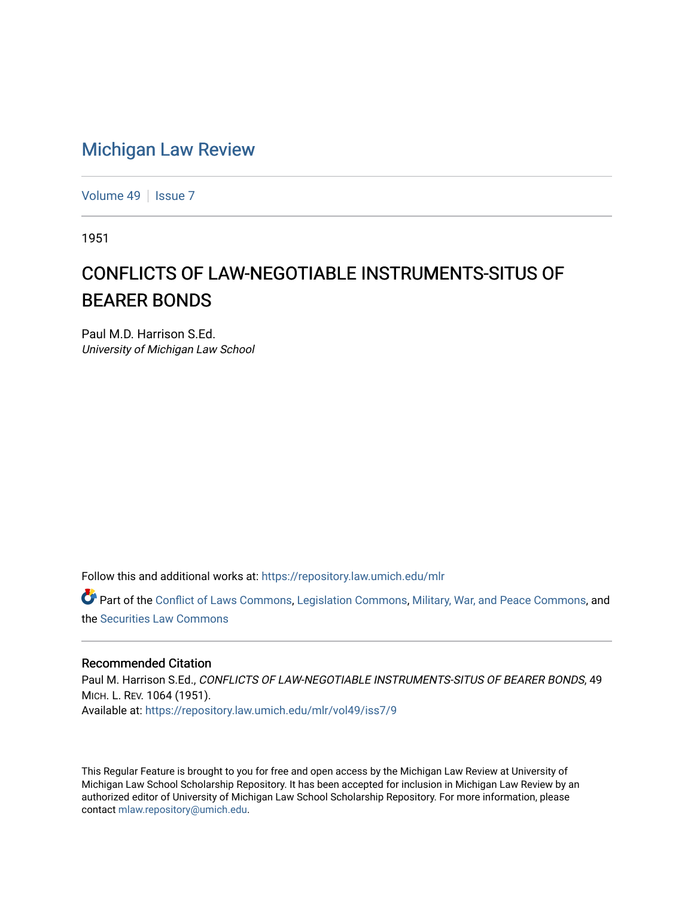# Michigan Law Review

Volume 49 | Issue 7

1951

## CONFLICTS OF LAW-NEGOTIABLE INSTRUMENTS-SITUS OF BEARER BONDS

Paul M.D. Harrison S.Ed.
*University of Michigan Law School*

Follow this and additional works at: https://repository.law.umich.edu/mlr

Part of the Conflict of Laws Commons, Legislation Commons, Military, War, and Peace Commons, and the Securities Law Commons

### Recommended Citation

Paul M. Harrison S.Ed., *CONFLICTS OF LAW-NEGOTIABLE INSTRUMENTS-SITUS OF BEARER BONDS*, 49 MICH. L. REV. 1064 (1951).
Available at: https://repository.law.umich.edu/mlr/vol49/iss7/9

This Regular Feature is brought to you for free and open access by the Michigan Law Review at University of Michigan Law School Scholarship Repository. It has been accepted for inclusion in Michigan Law Review by an authorized editor of University of Michigan Law School Scholarship Repository. For more information, please contact mlaw.repository@umich.edu.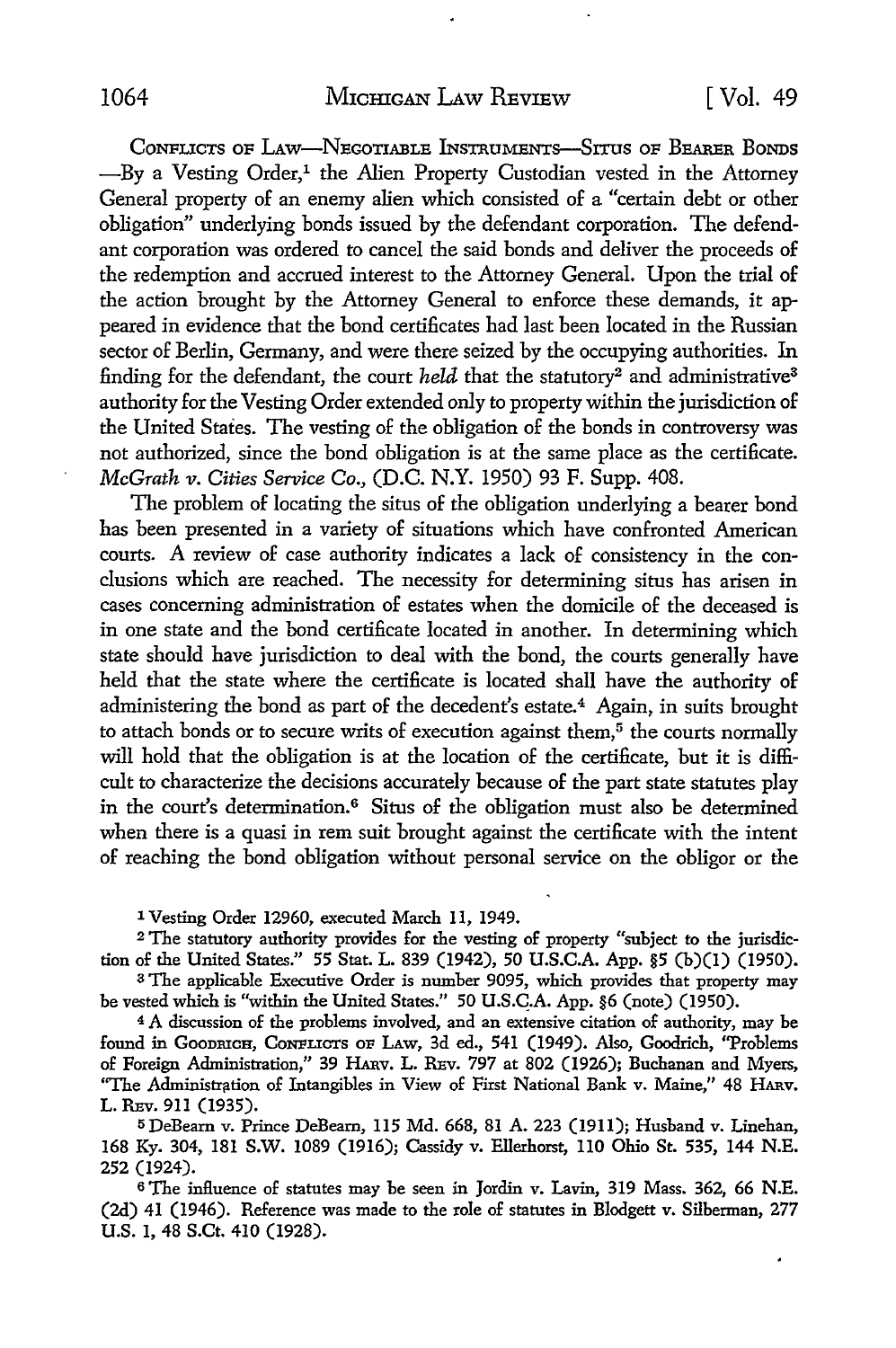CONFLICTS OF LAW—NEGOTIABLE INSTRUMENTS—SITUS OF BEARER BONDS —By a Vesting Order,[1] the Alien Property Custodian vested in the Attorney General property of an enemy alien which consisted of a "certain debt or other obligation" underlying bonds issued by the defendant corporation. The defendant corporation was ordered to cancel the said bonds and deliver the proceeds of the redemption and accrued interest to the Attorney General. Upon the trial of the action brought by the Attorney General to enforce these demands, it appeared in evidence that the bond certificates had last been located in the Russian sector of Berlin, Germany, and were there seized by the occupying authorities. In finding for the defendant, the court *held* that the statutory[2] and administrative[3] authority for the Vesting Order extended only to property within the jurisdiction of the United States. The vesting of the obligation of the bonds in controversy was not authorized, since the bond obligation is at the same place as the certificate. *McGrath v. Cities Service Co.,* (D.C. N.Y. 1950) 93 F. Supp. 408.

The problem of locating the situs of the obligation underlying a bearer bond has been presented in a variety of situations which have confronted American courts. A review of case authority indicates a lack of consistency in the conclusions which are reached. The necessity for determining situs has arisen in cases concerning administration of estates when the domicile of the deceased is in one state and the bond certificate located in another. In determining which state should have jurisdiction to deal with the bond, the courts generally have held that the state where the certificate is located shall have the authority of administering the bond as part of the decedent's estate.[4] Again, in suits brought to attach bonds or to secure writs of execution against them,[5] the courts normally will hold that the obligation is at the location of the certificate, but it is difficult to characterize the decisions accurately because of the part state statutes play in the court's determination.[6] Situs of the obligation must also be determined when there is a quasi in rem suit brought against the certificate with the intent of reaching the bond obligation without personal service on the obligor or the

---

[1] Vesting Order 12960, executed March 11, 1949.

[2] The statutory authority provides for the vesting of property "subject to the jurisdiction of the United States." 55 Stat. L. 839 (1942), 50 U.S.C.A. App. §5 (b)(1) (1950).

[3] The applicable Executive Order is number 9095, which provides that property may be vested which is "within the United States." 50 U.S.C.A. App. §6 (note) (1950).

[4] A discussion of the problems involved, and an extensive citation of authority, may be found in GOODRICH, CONFLICTS OF LAW, 3d ed., 541 (1949). Also, Goodrich, "Problems of Foreign Administration," 39 HARV. L. REV. 797 at 802 (1926); Buchanan and Myers, "The Administration of Intangibles in View of First National Bank v. Maine," 48 HARV. L. REV. 911 (1935).

[5] DeBearn v. Prince DeBearn, 115 Md. 668, 81 A. 223 (1911); Husband v. Linehan, 168 Ky. 304, 181 S.W. 1089 (1916); Cassidy v. Ellerhorst, 110 Ohio St. 535, 144 N.E. 252 (1924).

[6] The influence of statutes may be seen in Jordin v. Lavin, 319 Mass. 362, 66 N.E. (2d) 41 (1946). Reference was made to the role of statutes in Blodgett v. Silberman, 277 U.S. 1, 48 S.Ct. 410 (1928).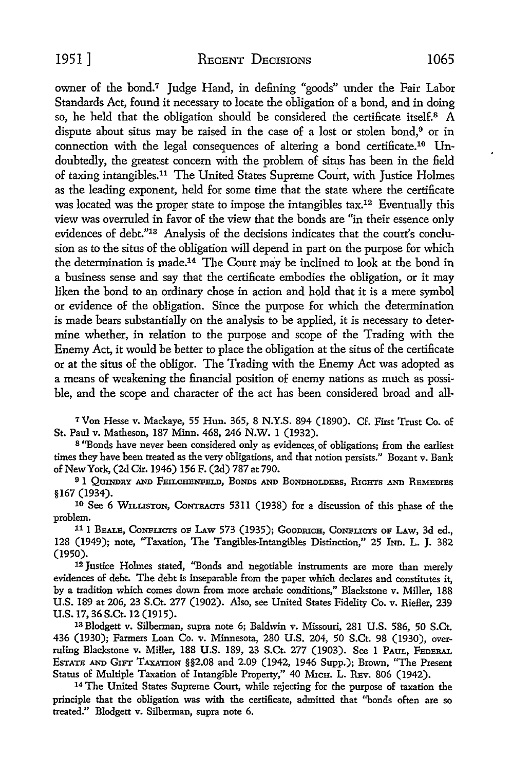owner of the bond.[7] Judge Hand, in defining "goods" under the Fair Labor Standards Act, found it necessary to locate the obligation of a bond, and in doing so, he held that the obligation should be considered the certificate itself.[8] A dispute about situs may be raised in the case of a lost or stolen bond,[9] or in connection with the legal consequences of altering a bond certificate.[10] Undoubtedly, the greatest concern with the problem of situs has been in the field of taxing intangibles.[11] The United States Supreme Court, with Justice Holmes as the leading exponent, held for some time that the state where the certificate was located was the proper state to impose the intangibles tax.[12] Eventually this view was overruled in favor of the view that the bonds are "in their essence only evidences of debt."[13] Analysis of the decisions indicates that the court's conclusion as to the situs of the obligation will depend in part on the purpose for which the determination is made.[14] The Court may be inclined to look at the bond in a business sense and say that the certificate embodies the obligation, or it may liken the bond to an ordinary chose in action and hold that it is a mere symbol or evidence of the obligation. Since the purpose for which the determination is made bears substantially on the analysis to be applied, it is necessary to determine whether, in relation to the purpose and scope of the Trading with the Enemy Act, it would be better to place the obligation at the situs of the certificate or at the situs of the obligor. The Trading with the Enemy Act was adopted as a means of weakening the financial position of enemy nations as much as possible, and the scope and character of the act has been considered broad and all-

[7] Von Hesse v. Mackaye, 55 Hun. 365, 8 N.Y.S. 894 (1890). Cf. First Trust Co. of St. Paul v. Matheson, 187 Minn. 468, 246 N.W. 1 (1932).

[8] "Bonds have never been considered only as evidences of obligations; from the earliest times they have been treated as the very obligations, and that notion persists." Bozant v. Bank of New York, (2d Cir. 1946) 156 F. (2d) 787 at 790.

[9] 1 QUINDRY AND FEILCHENFELD, BONDS AND BONDHOLDERS, RIGHTS AND REMEDIES §167 (1934).

[10] See 6 WILLISTON, CONTRACTS 5311 (1938) for a discussion of this phase of the problem.

[11] 1 BEALE, CONFLICTS OF LAW 573 (1935); GOODRICH, CONFLICTS OF LAW, 3d ed., 128 (1949); note, "Taxation, The Tangibles-Intangibles Distinction," 25 IND. L. J. 382 (1950).

[12] Justice Holmes stated, "Bonds and negotiable instruments are more than merely evidences of debt. The debt is inseparable from the paper which declares and constitutes it, by a tradition which comes down from more archaic conditions," Blackstone v. Miller, 188 U.S. 189 at 206, 23 S.Ct. 277 (1902). Also, see United States Fidelity Co. v. Riefler, 239 U.S. 17, 36 S.Ct. 12 (1915).

[13] Blodgett v. Silberman, supra note 6; Baldwin v. Missouri, 281 U.S. 586, 50 S.Ct. 436 (1930); Farmers Loan Co. v. Minnesota, 280 U.S. 204, 50 S.Ct. 98 (1930), overruling Blackstone v. Miller, 188 U.S. 189, 23 S.Ct. 277 (1903). See 1 PAUL, FEDERAL ESTATE AND GIFT TAXATION §§2.08 and 2.09 (1942, 1946 Supp.); Brown, "The Present Status of Multiple Taxation of Intangible Property," 40 MICH. L. REV. 806 (1942).

[14] The United States Supreme Court, while rejecting for the purpose of taxation the principle that the obligation was with the certificate, admitted that "bonds often are so treated." Blodgett v. Silberman, supra note 6.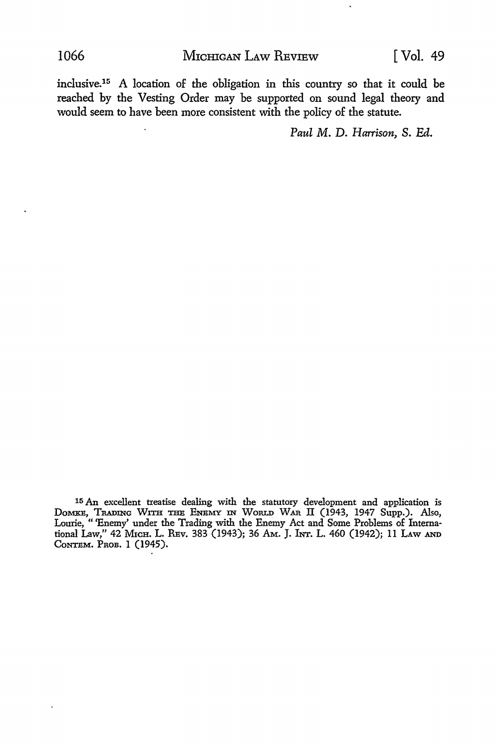inclusive.[15] A location of the obligation in this country so that it could be reached by the Vesting Order may be supported on sound legal theory and would seem to have been more consistent with the policy of the statute.

*Paul M. D. Harrison, S. Ed.*

---

[15] An excellent treatise dealing with the statutory development and application is DOMKE, TRADING WITH THE ENEMY IN WORLD WAR II (1943, 1947 Supp.). Also, Lourie, "'Enemy' under the Trading with the Enemy Act and Some Problems of International Law," 42 MICH. L. REV. 383 (1943); 36 AM. J. INT. L. 460 (1942); 11 LAW AND CONTEM. PROB. 1 (1945).